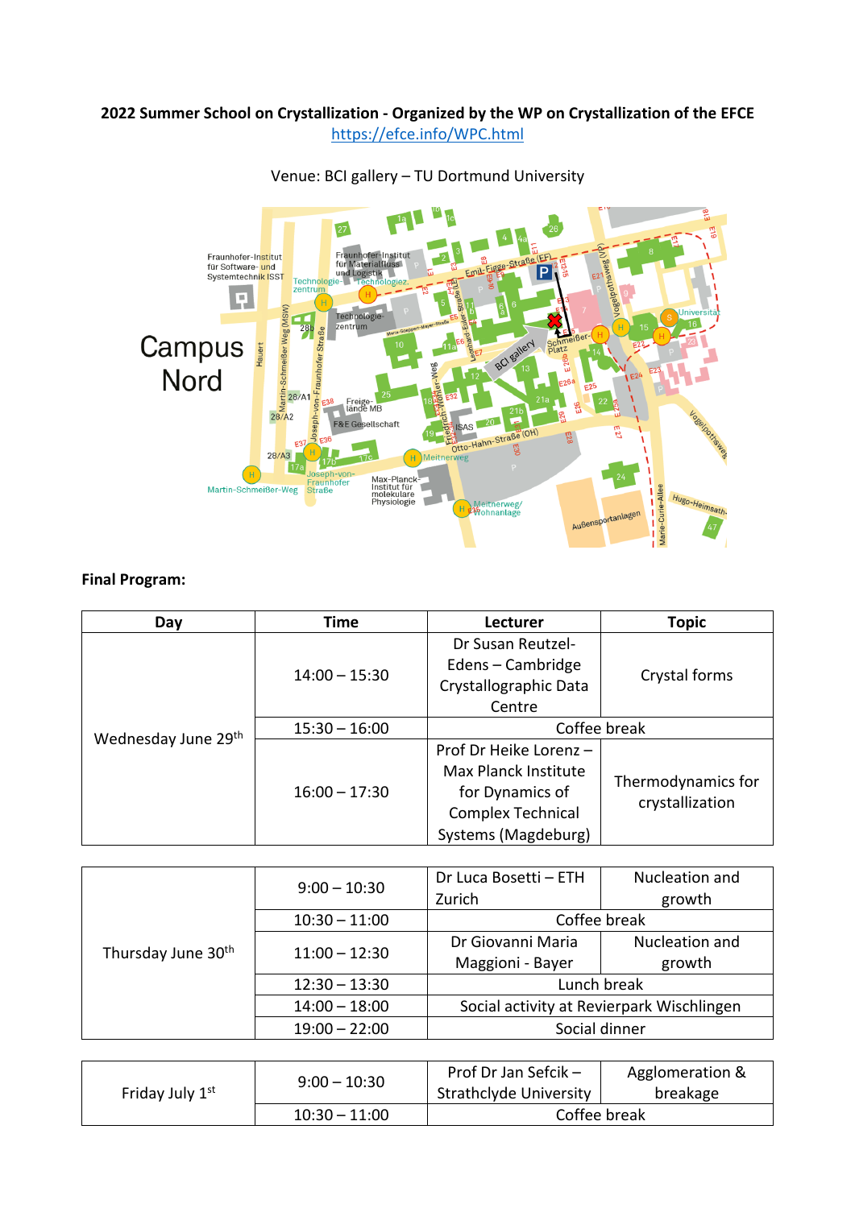**2022 Summer School on Crystallization - Organized by the WP on Crystallization of the EFCE**

https://efce.info/WPC.html

Venue: BCI gallery – TU Dortmund University

**Final Program:**

| Day | Time | Lecturer | Topic |
|---|---|---|---|
| Wednesday June 29th | 14:00 – 15:30 | Dr Susan Reutzel-Edens – Cambridge Crystallographic Data Centre | Crystal forms |
| | 15:30 – 16:00 | Coffee break | |
| | 16:00 – 17:30 | Prof Dr Heike Lorenz – Max Planck Institute for Dynamics of Complex Technical Systems (Magdeburg) | Thermodynamics for crystallization |

| | | | |
|---|---|---|---|
| Thursday June 30th | 9:00 – 10:30 | Dr Luca Bosetti – ETH Zurich | Nucleation and growth |
| | 10:30 – 11:00 | Coffee break | |
| | 11:00 – 12:30 | Dr Giovanni Maria Maggioni - Bayer | Nucleation and growth |
| | 12:30 – 13:30 | Lunch break | |
| | 14:00 – 18:00 | Social activity at Revierpark Wischlingen | |
| | 19:00 – 22:00 | Social dinner | |

| | | | |
|---|---|---|---|
| Friday July 1st | 9:00 – 10:30 | Prof Dr Jan Sefcik – Strathclyde University | Agglomeration & breakage |
| | 10:30 – 11:00 | Coffee break | |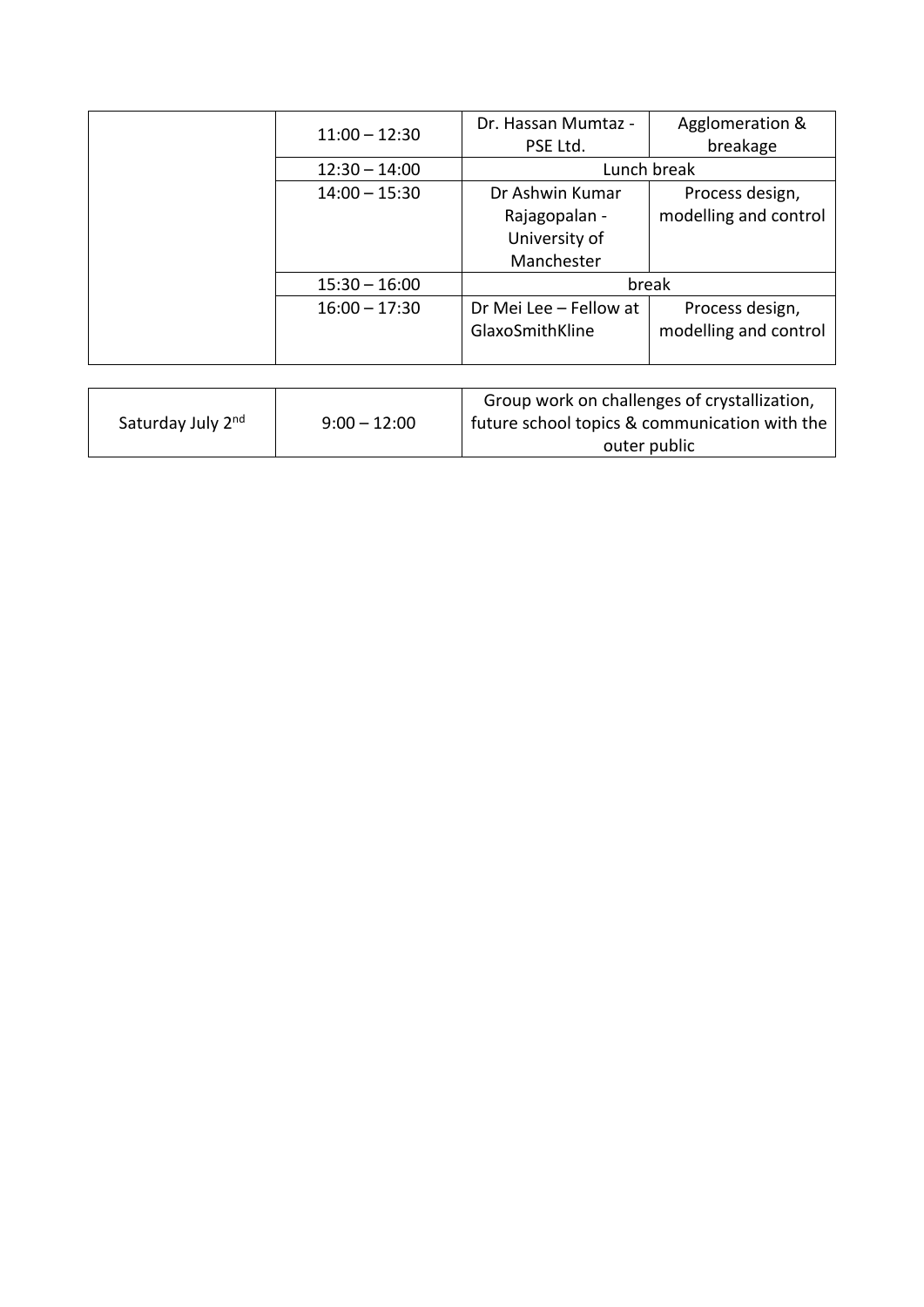| | | | |
|---|---|---|---|
| | 11:00 – 12:30 | Dr. Hassan Mumtaz - PSE Ltd. | Agglomeration & breakage |
| | 12:30 – 14:00 | Lunch break | |
| | 14:00 – 15:30 | Dr Ashwin Kumar Rajagopalan - University of Manchester | Process design, modelling and control |
| | 15:30 – 16:00 | break | |
| | 16:00 – 17:30 | Dr Mei Lee – Fellow at GlaxoSmithKline | Process design, modelling and control |

| | | |
|---|---|---|
| Saturday July 2nd | 9:00 – 12:00 | Group work on challenges of crystallization, future school topics & communication with the outer public |